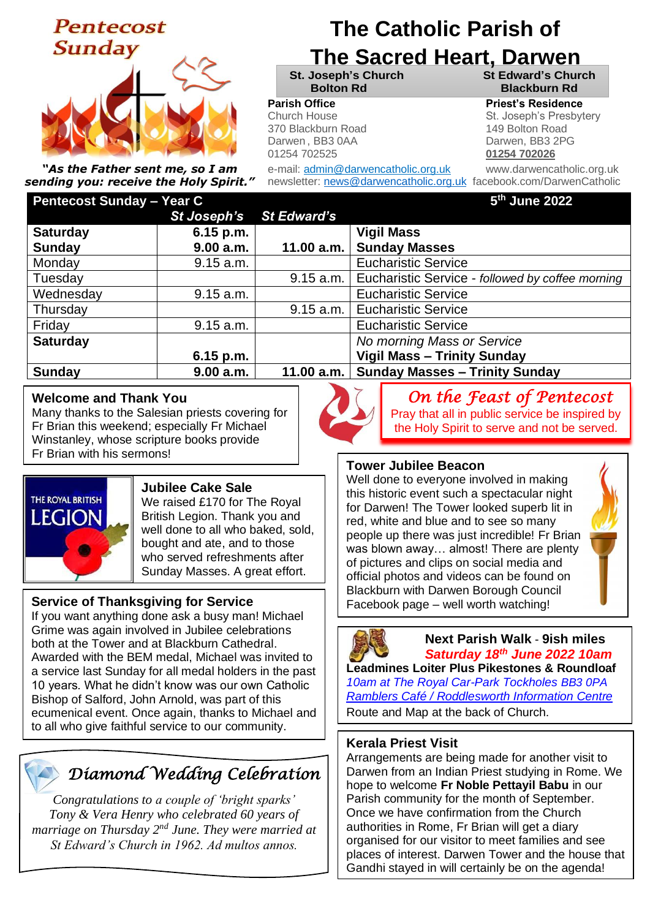# The Catholic Parish of The Sacred Heart, Darwen

**Pentecost Sunday**

*"As the Father sent me, so I am sending you: receive the Holy Spirit."*

| St. Joseph's Church | St Edward's Church |
|---|---|
| Bolton Rd | Blackburn Rd |

**Parish Office**
Church House
370 Blackburn Road
Darwen, BB3 0AA
01254 702525

**Priest's Residence**
St. Joseph's Presbytery
149 Bolton Road
Darwen, BB3 2PG
**01254 702026**

e-mail: admin@darwencatholic.org.uk
newsletter: news@darwencatholic.org.uk
www.darwencatholic.org.uk
facebook.com/DarwenCatholic

| Pentecost Sunday – Year C | | | 5th June 2022 |
|---|---|---|---|
| | ***St Joseph's*** | ***St Edward's*** | |
| **Saturday** | **6.15 p.m.** | | **Vigil Mass** |
| **Sunday** | **9.00 a.m.** | **11.00 a.m.** | **Sunday Masses** |
| Monday | 9.15 a.m. | | Eucharistic Service |
| Tuesday | | 9.15 a.m. | Eucharistic Service - *followed by coffee morning* |
| Wednesday | 9.15 a.m. | | Eucharistic Service |
| Thursday | | 9.15 a.m. | Eucharistic Service |
| Friday | 9.15 a.m. | | Eucharistic Service |
| **Saturday** | | | *No morning Mass or Service* |
| | **6.15 p.m.** | | **Vigil Mass – Trinity Sunday** |
| **Sunday** | **9.00 a.m.** | **11.00 a.m.** | **Sunday Masses – Trinity Sunday** |

### Welcome and Thank You

Many thanks to the Salesian priests covering for Fr Brian this weekend; especially Fr Michael Winstanley, whose scripture books provide Fr Brian with his sermons!

### Jubilee Cake Sale

We raised £170 for The Royal British Legion. Thank you and well done to all who baked, sold, bought and ate, and to those who served refreshments after Sunday Masses. A great effort.

### Service of Thanksgiving for Service

If you want anything done ask a busy man! Michael Grime was again involved in Jubilee celebrations both at the Tower and at Blackburn Cathedral. Awarded with the BEM medal, Michael was invited to a service last Sunday for all medal holders in the past 10 years. What he didn't know was our own Catholic Bishop of Salford, John Arnold, was part of this ecumenical event. Once again, thanks to Michael and to all who give faithful service to our community.

### *Diamond Wedding Celebration*

*Congratulations to a couple of 'bright sparks' Tony & Vera Henry who celebrated 60 years of marriage on Thursday 2nd June. They were married at St Edward's Church in 1962. Ad multos annos.*

### *On the Feast of Pentecost*

Pray that all in public service be inspired by the Holy Spirit to serve and not be served.

### Tower Jubilee Beacon

Well done to everyone involved in making this historic event such a spectacular night for Darwen! The Tower looked superb lit in red, white and blue and to see so many people up there was just incredible! Fr Brian was blown away… almost! There are plenty of pictures and clips on social media and official photos and videos can be found on Blackburn with Darwen Borough Council Facebook page – well worth watching!

### Next Parish Walk - 9ish miles

***Saturday 18th June 2022 10am***

**Leadmines Loiter Plus Pikestones & Roundloaf**

*10am at The Royal Car-Park Tockholes BB3 0PA*
*Ramblers Café / Roddlesworth Information Centre*

Route and Map at the back of Church.

### Kerala Priest Visit

Arrangements are being made for another visit to Darwen from an Indian Priest studying in Rome. We hope to welcome **Fr Noble Pettayil Babu** in our Parish community for the month of September. Once we have confirmation from the Church authorities in Rome, Fr Brian will get a diary organised for our visitor to meet families and see places of interest. Darwen Tower and the house that Gandhi stayed in will certainly be on the agenda!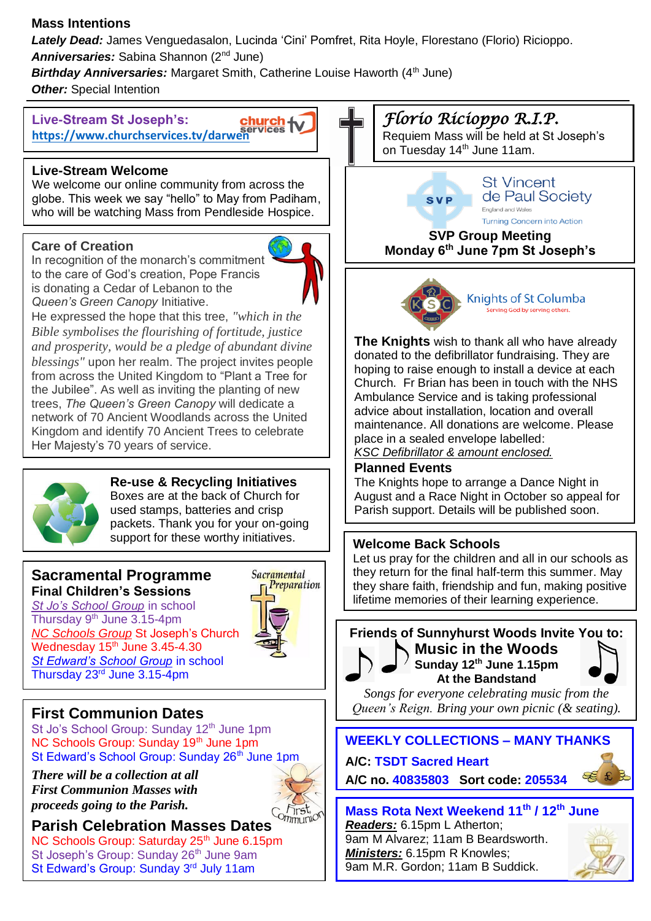## Mass Intentions

***Lately Dead:*** James Venguedasalon, Lucinda 'Cini' Pomfret, Rita Hoyle, Florestano (Florio) Ricioppo.
***Anniversaries:*** Sabina Shannon (2nd June)
***Birthday Anniversaries:*** Margaret Smith, Catherine Louise Haworth (4th June)
***Other:*** Special Intention

**Live-Stream St Joseph's:**
https://www.churchservices.tv/darwen

### Live-Stream Welcome

We welcome our online community from across the globe. This week we say "hello" to May from Padiham, who will be watching Mass from Pendleside Hospice.

### Care of Creation

In recognition of the monarch's commitment to the care of God's creation, Pope Francis is donating a Cedar of Lebanon to the *Queen's Green Canopy* Initiative.
He expressed the hope that this tree, *"which in the Bible symbolises the flourishing of fortitude, justice and prosperity, would be a pledge of abundant divine blessings"* upon her realm. The project invites people from across the United Kingdom to "Plant a Tree for the Jubilee". As well as inviting the planting of new trees, *The Queen's Green Canopy* will dedicate a network of 70 Ancient Woodlands across the United Kingdom and identify 70 Ancient Trees to celebrate Her Majesty's 70 years of service.

### Re-use & Recycling Initiatives

Boxes are at the back of Church for used stamps, batteries and crisp packets. Thank you for your on-going support for these worthy initiatives.

### Sacramental Programme

**Final Children's Sessions**

*St Jo's School Group* in school
Thursday 9th June 3.15-4pm

*NC Schools Group* St Joseph's Church
Wednesday 15th June 3.45-4.30

*St Edward's School Group* in school
Thursday 23rd June 3.15-4pm

### First Communion Dates

St Jo's School Group: Sunday 12th June 1pm
NC Schools Group: Sunday 19th June 1pm
St Edward's School Group: Sunday 26th June 1pm

***There will be a collection at all First Communion Masses with proceeds going to the Parish.***

### Parish Celebration Masses Dates

NC Schools Group: Saturday 25th June 6.15pm
St Joseph's Group: Sunday 26th June 9am
St Edward's Group: Sunday 3rd July 11am

### *Florio Ricioppo R.I.P.*

Requiem Mass will be held at St Joseph's on Tuesday 14th June 11am.

St Vincent de Paul Society
England and Wales
Turning Concern into Action

**SVP Group Meeting**
**Monday 6th June 7pm St Joseph's**

Knights of St Columba
Serving God by serving others.

**The Knights** wish to thank all who have already donated to the defibrillator fundraising. They are hoping to raise enough to install a device at each Church. Fr Brian has been in touch with the NHS Ambulance Service and is taking professional advice about installation, location and overall maintenance. All donations are welcome. Please place in a sealed envelope labelled:
*KSC Defibrillator & amount enclosed.*

**Planned Events**
The Knights hope to arrange a Dance Night in August and a Race Night in October so appeal for Parish support. Details will be published soon.

### Welcome Back Schools

Let us pray for the children and all in our schools as they return for the final half-term this summer. May they share faith, friendship and fun, making positive lifetime memories of their learning experience.

**Friends of Sunnyhurst Woods Invite You to:**

### Music in the Woods

**Sunday 12th June 1.15pm**
**At the Bandstand**

*Songs for everyone celebrating music from the Queen's Reign. Bring your own picnic (& seating).*

### WEEKLY COLLECTIONS – MANY THANKS

**A/C: TSDT Sacred Heart**
**A/C no. 40835803 Sort code: 205534**

### Mass Rota Next Weekend 11th / 12th June

***Readers:*** 6.15pm L Atherton;
9am M Alvarez; 11am B Beardsworth.
***Ministers:*** 6.15pm R Knowles;
9am M.R. Gordon; 11am B Suddick.